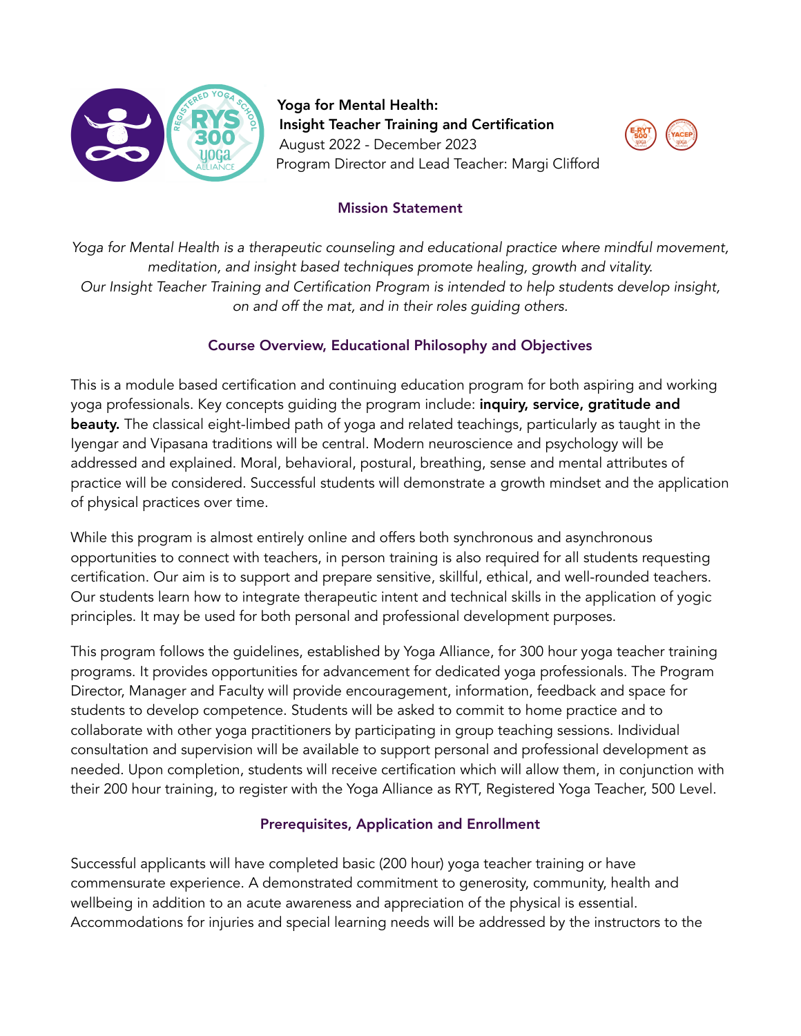**Yoga for Mental Health:**
**Insight Teacher Training and Certification**
August 2022 - December 2023
Program Director and Lead Teacher: Margi Clifford

## Mission Statement

*Yoga for Mental Health is a therapeutic counseling and educational practice where mindful movement, meditation, and insight based techniques promote healing, growth and vitality.*
*Our Insight Teacher Training and Certification Program is intended to help students develop insight, on and off the mat, and in their roles guiding others.*

## Course Overview, Educational Philosophy and Objectives

This is a module based certification and continuing education program for both aspiring and working yoga professionals. Key concepts guiding the program include: **inquiry, service, gratitude and beauty.** The classical eight-limbed path of yoga and related teachings, particularly as taught in the Iyengar and Vipasana traditions will be central. Modern neuroscience and psychology will be addressed and explained. Moral, behavioral, postural, breathing, sense and mental attributes of practice will be considered. Successful students will demonstrate a growth mindset and the application of physical practices over time.

While this program is almost entirely online and offers both synchronous and asynchronous opportunities to connect with teachers, in person training is also required for all students requesting certification. Our aim is to support and prepare sensitive, skillful, ethical, and well-rounded teachers. Our students learn how to integrate therapeutic intent and technical skills in the application of yogic principles. It may be used for both personal and professional development purposes.

This program follows the guidelines, established by Yoga Alliance, for 300 hour yoga teacher training programs. It provides opportunities for advancement for dedicated yoga professionals. The Program Director, Manager and Faculty will provide encouragement, information, feedback and space for students to develop competence. Students will be asked to commit to home practice and to collaborate with other yoga practitioners by participating in group teaching sessions. Individual consultation and supervision will be available to support personal and professional development as needed. Upon completion, students will receive certification which will allow them, in conjunction with their 200 hour training, to register with the Yoga Alliance as RYT, Registered Yoga Teacher, 500 Level.

## Prerequisites, Application and Enrollment

Successful applicants will have completed basic (200 hour) yoga teacher training or have commensurate experience. A demonstrated commitment to generosity, community, health and wellbeing in addition to an acute awareness and appreciation of the physical is essential. Accommodations for injuries and special learning needs will be addressed by the instructors to the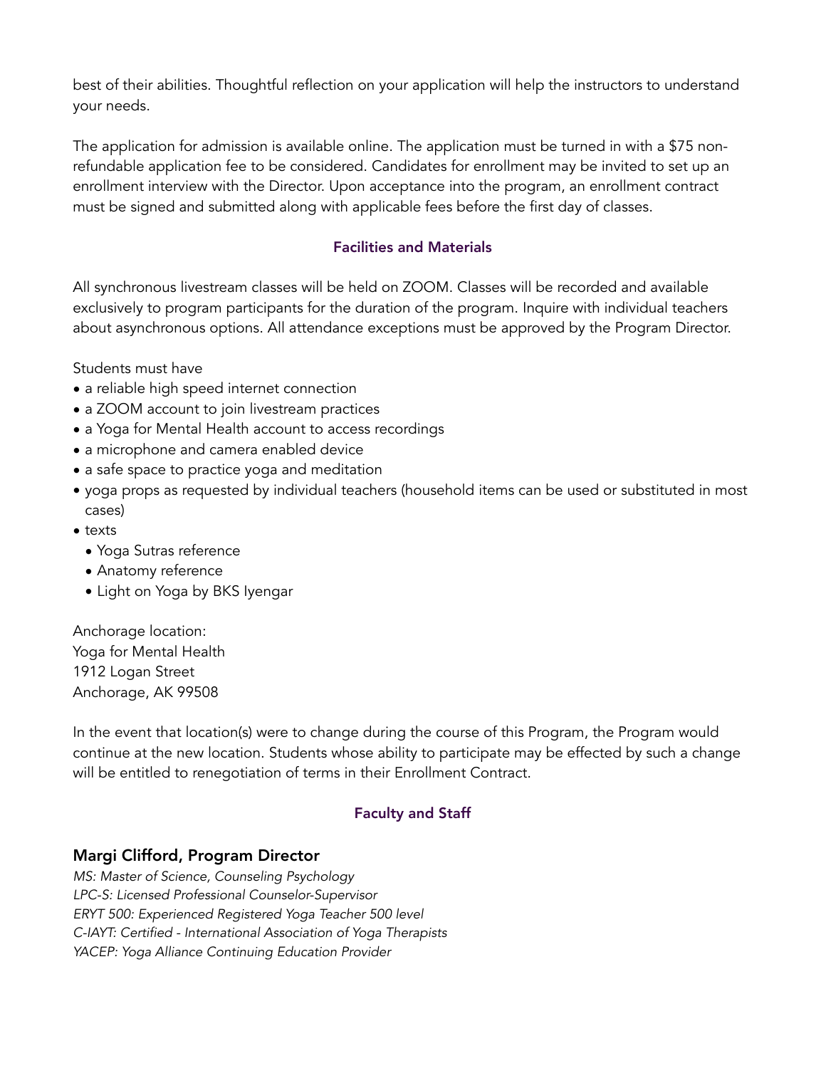best of their abilities. Thoughtful reflection on your application will help the instructors to understand your needs.

The application for admission is available online. The application must be turned in with a $75 non-refundable application fee to be considered. Candidates for enrollment may be invited to set up an enrollment interview with the Director. Upon acceptance into the program, an enrollment contract must be signed and submitted along with applicable fees before the first day of classes.

## Facilities and Materials

All synchronous livestream classes will be held on ZOOM. Classes will be recorded and available exclusively to program participants for the duration of the program. Inquire with individual teachers about asynchronous options. All attendance exceptions must be approved by the Program Director.

Students must have

- a reliable high speed internet connection
- a ZOOM account to join livestream practices
- a Yoga for Mental Health account to access recordings
- a microphone and camera enabled device
- a safe space to practice yoga and meditation
- yoga props as requested by individual teachers (household items can be used or substituted in most cases)
- texts
  - Yoga Sutras reference
  - Anatomy reference
  - Light on Yoga by BKS Iyengar

Anchorage location:
Yoga for Mental Health
1912 Logan Street
Anchorage, AK 99508

In the event that location(s) were to change during the course of this Program, the Program would continue at the new location. Students whose ability to participate may be effected by such a change will be entitled to renegotiation of terms in their Enrollment Contract.

## Faculty and Staff

### Margi Clifford, Program Director

*MS: Master of Science, Counseling Psychology*
*LPC-S: Licensed Professional Counselor-Supervisor*
*ERYT 500: Experienced Registered Yoga Teacher 500 level*
*C-IAYT: Certified - International Association of Yoga Therapists*
*YACEP: Yoga Alliance Continuing Education Provider*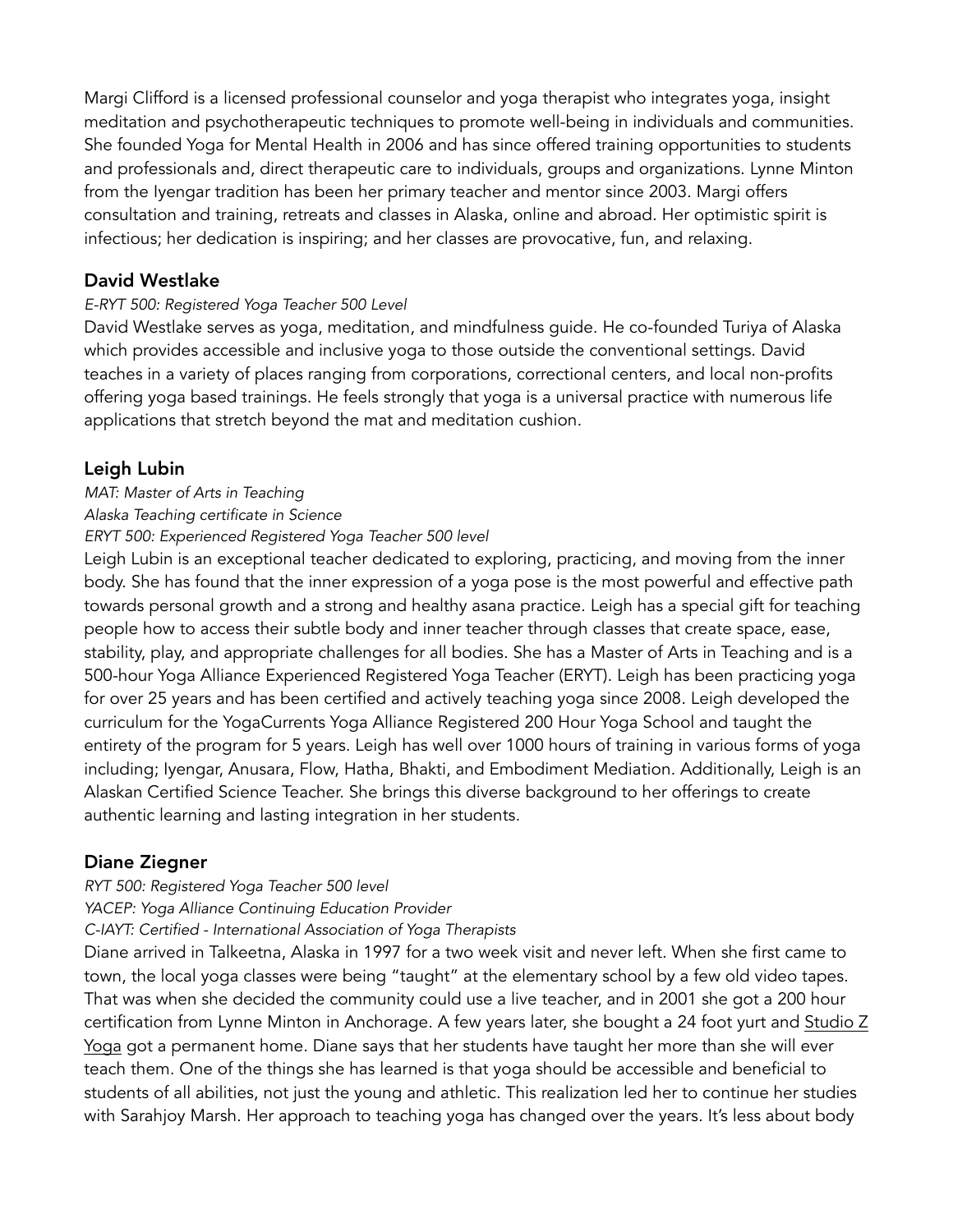Margi Clifford is a licensed professional counselor and yoga therapist who integrates yoga, insight meditation and psychotherapeutic techniques to promote well-being in individuals and communities. She founded Yoga for Mental Health in 2006 and has since offered training opportunities to students and professionals and, direct therapeutic care to individuals, groups and organizations. Lynne Minton from the Iyengar tradition has been her primary teacher and mentor since 2003. Margi offers consultation and training, retreats and classes in Alaska, online and abroad. Her optimistic spirit is infectious; her dedication is inspiring; and her classes are provocative, fun, and relaxing.

### David Westlake

*E-RYT 500: Registered Yoga Teacher 500 Level*

David Westlake serves as yoga, meditation, and mindfulness guide. He co-founded Turiya of Alaska which provides accessible and inclusive yoga to those outside the conventional settings. David teaches in a variety of places ranging from corporations, correctional centers, and local non-profits offering yoga based trainings. He feels strongly that yoga is a universal practice with numerous life applications that stretch beyond the mat and meditation cushion.

### Leigh Lubin

*MAT: Master of Arts in Teaching*
*Alaska Teaching certificate in Science*
*ERYT 500: Experienced Registered Yoga Teacher 500 level*

Leigh Lubin is an exceptional teacher dedicated to exploring, practicing, and moving from the inner body. She has found that the inner expression of a yoga pose is the most powerful and effective path towards personal growth and a strong and healthy asana practice. Leigh has a special gift for teaching people how to access their subtle body and inner teacher through classes that create space, ease, stability, play, and appropriate challenges for all bodies. She has a Master of Arts in Teaching and is a 500-hour Yoga Alliance Experienced Registered Yoga Teacher (ERYT). Leigh has been practicing yoga for over 25 years and has been certified and actively teaching yoga since 2008. Leigh developed the curriculum for the YogaCurrents Yoga Alliance Registered 200 Hour Yoga School and taught the entirety of the program for 5 years. Leigh has well over 1000 hours of training in various forms of yoga including; Iyengar, Anusara, Flow, Hatha, Bhakti, and Embodiment Mediation. Additionally, Leigh is an Alaskan Certified Science Teacher. She brings this diverse background to her offerings to create authentic learning and lasting integration in her students.

### Diane Ziegner

*RYT 500: Registered Yoga Teacher 500 level*
*YACEP: Yoga Alliance Continuing Education Provider*
*C-IAYT: Certified - International Association of Yoga Therapists*

Diane arrived in Talkeetna, Alaska in 1997 for a two week visit and never left. When she first came to town, the local yoga classes were being "taught" at the elementary school by a few old video tapes. That was when she decided the community could use a live teacher, and in 2001 she got a 200 hour certification from Lynne Minton in Anchorage. A few years later, she bought a 24 foot yurt and Studio Z Yoga got a permanent home. Diane says that her students have taught her more than she will ever teach them. One of the things she has learned is that yoga should be accessible and beneficial to students of all abilities, not just the young and athletic. This realization led her to continue her studies with Sarahjoy Marsh. Her approach to teaching yoga has changed over the years. It's less about body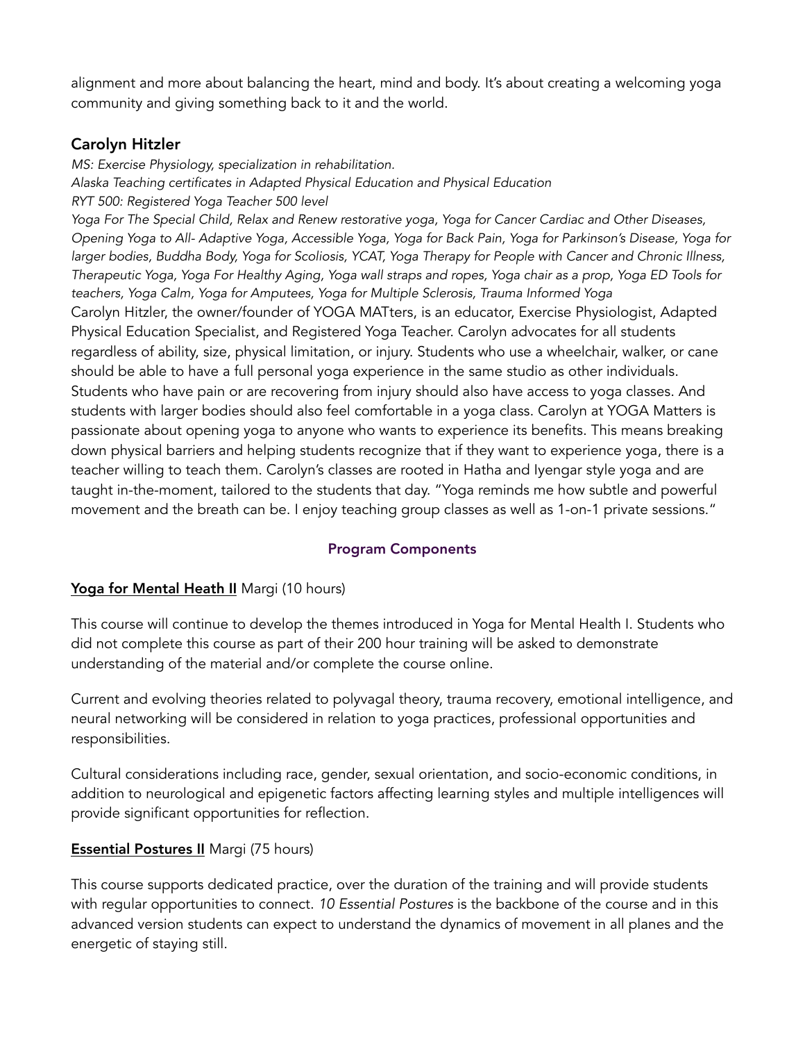alignment and more about balancing the heart, mind and body. It's about creating a welcoming yoga community and giving something back to it and the world.

### Carolyn Hitzler

*MS: Exercise Physiology, specialization in rehabilitation.*
*Alaska Teaching certificates in Adapted Physical Education and Physical Education*
*RYT 500: Registered Yoga Teacher 500 level*
*Yoga For The Special Child, Relax and Renew restorative yoga, Yoga for Cancer Cardiac and Other Diseases, Opening Yoga to All- Adaptive Yoga, Accessible Yoga, Yoga for Back Pain, Yoga for Parkinson's Disease, Yoga for larger bodies, Buddha Body, Yoga for Scoliosis, YCAT, Yoga Therapy for People with Cancer and Chronic Illness, Therapeutic Yoga, Yoga For Healthy Aging, Yoga wall straps and ropes, Yoga chair as a prop, Yoga ED Tools for teachers, Yoga Calm, Yoga for Amputees, Yoga for Multiple Sclerosis, Trauma Informed Yoga*

Carolyn Hitzler, the owner/founder of YOGA MATters, is an educator, Exercise Physiologist, Adapted Physical Education Specialist, and Registered Yoga Teacher. Carolyn advocates for all students regardless of ability, size, physical limitation, or injury. Students who use a wheelchair, walker, or cane should be able to have a full personal yoga experience in the same studio as other individuals. Students who have pain or are recovering from injury should also have access to yoga classes. And students with larger bodies should also feel comfortable in a yoga class. Carolyn at YOGA Matters is passionate about opening yoga to anyone who wants to experience its benefits. This means breaking down physical barriers and helping students recognize that if they want to experience yoga, there is a teacher willing to teach them. Carolyn's classes are rooted in Hatha and Iyengar style yoga and are taught in-the-moment, tailored to the students that day. "Yoga reminds me how subtle and powerful movement and the breath can be. I enjoy teaching group classes as well as 1-on-1 private sessions."

## Program Components

**Yoga for Mental Heath II** Margi (10 hours)

This course will continue to develop the themes introduced in Yoga for Mental Health I. Students who did not complete this course as part of their 200 hour training will be asked to demonstrate understanding of the material and/or complete the course online.

Current and evolving theories related to polyvagal theory, trauma recovery, emotional intelligence, and neural networking will be considered in relation to yoga practices, professional opportunities and responsibilities.

Cultural considerations including race, gender, sexual orientation, and socio-economic conditions, in addition to neurological and epigenetic factors affecting learning styles and multiple intelligences will provide significant opportunities for reflection.

**Essential Postures II** Margi (75 hours)

This course supports dedicated practice, over the duration of the training and will provide students with regular opportunities to connect. *10 Essential Postures* is the backbone of the course and in this advanced version students can expect to understand the dynamics of movement in all planes and the energetic of staying still.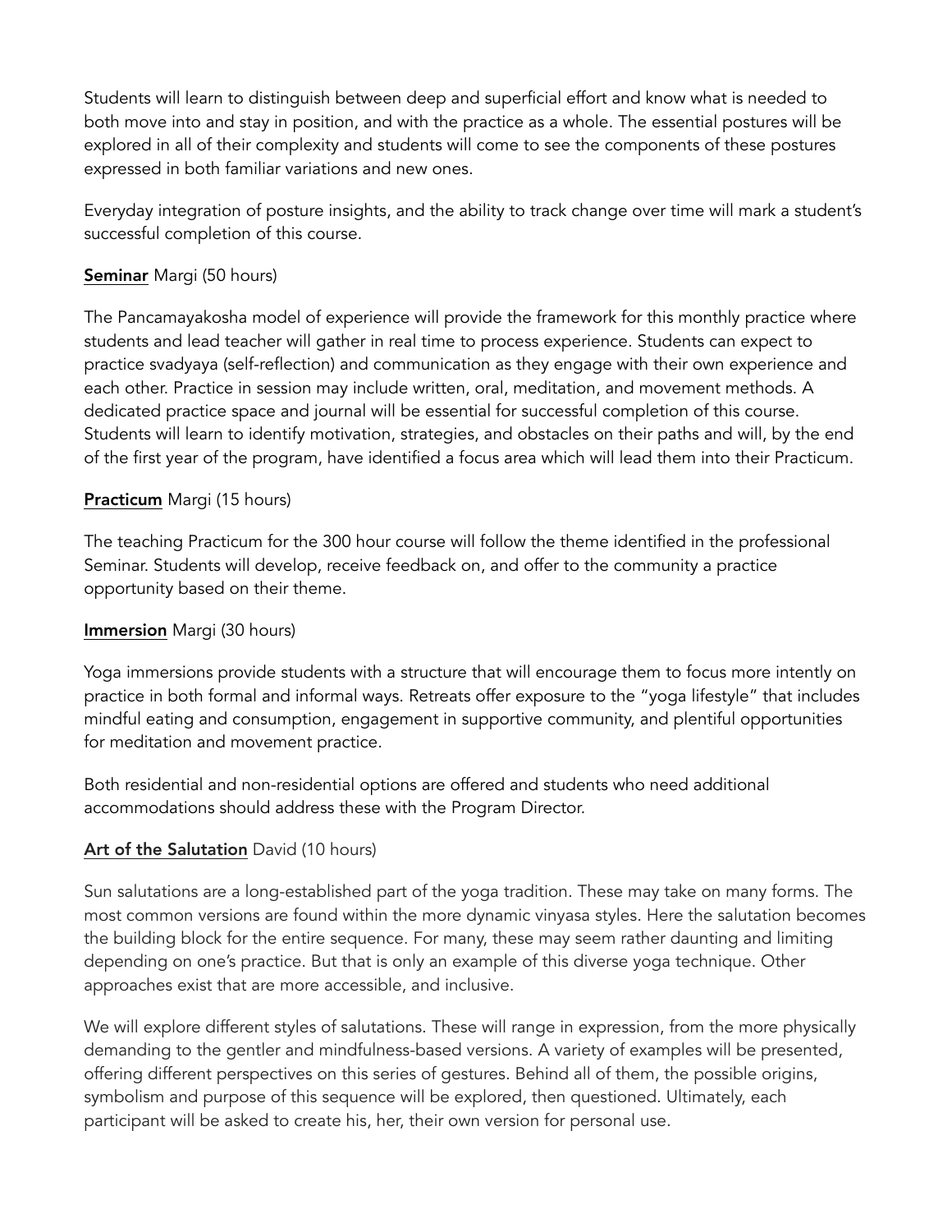Students will learn to distinguish between deep and superficial effort and know what is needed to both move into and stay in position, and with the practice as a whole. The essential postures will be explored in all of their complexity and students will come to see the components of these postures expressed in both familiar variations and new ones.

Everyday integration of posture insights, and the ability to track change over time will mark a student's successful completion of this course.

**Seminar** Margi (50 hours)

The Pancamayakosha model of experience will provide the framework for this monthly practice where students and lead teacher will gather in real time to process experience. Students can expect to practice svadyaya (self-reflection) and communication as they engage with their own experience and each other. Practice in session may include written, oral, meditation, and movement methods. A dedicated practice space and journal will be essential for successful completion of this course. Students will learn to identify motivation, strategies, and obstacles on their paths and will, by the end of the first year of the program, have identified a focus area which will lead them into their Practicum.

**Practicum** Margi (15 hours)

The teaching Practicum for the 300 hour course will follow the theme identified in the professional Seminar. Students will develop, receive feedback on, and offer to the community a practice opportunity based on their theme.

**Immersion** Margi (30 hours)

Yoga immersions provide students with a structure that will encourage them to focus more intently on practice in both formal and informal ways. Retreats offer exposure to the "yoga lifestyle" that includes mindful eating and consumption, engagement in supportive community, and plentiful opportunities for meditation and movement practice.

Both residential and non-residential options are offered and students who need additional accommodations should address these with the Program Director.

**Art of the Salutation** David (10 hours)

Sun salutations are a long-established part of the yoga tradition. These may take on many forms. The most common versions are found within the more dynamic vinyasa styles. Here the salutation becomes the building block for the entire sequence. For many, these may seem rather daunting and limiting depending on one's practice. But that is only an example of this diverse yoga technique. Other approaches exist that are more accessible, and inclusive.

We will explore different styles of salutations. These will range in expression, from the more physically demanding to the gentler and mindfulness-based versions. A variety of examples will be presented, offering different perspectives on this series of gestures. Behind all of them, the possible origins, symbolism and purpose of this sequence will be explored, then questioned. Ultimately, each participant will be asked to create his, her, their own version for personal use.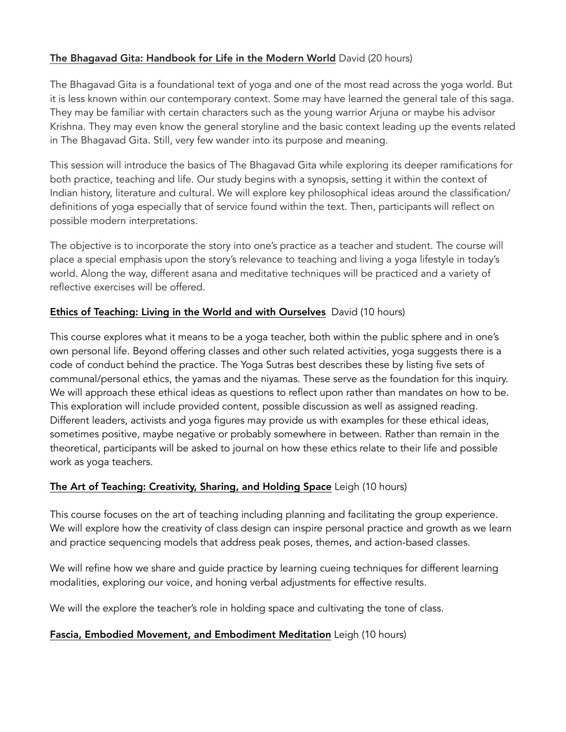**The Bhagavad Gita: Handbook for Life in the Modern World** David (20 hours)

The Bhagavad Gita is a foundational text of yoga and one of the most read across the yoga world. But it is less known within our contemporary context. Some may have learned the general tale of this saga. They may be familiar with certain characters such as the young warrior Arjuna or maybe his advisor Krishna. They may even know the general storyline and the basic context leading up the events related in The Bhagavad Gita. Still, very few wander into its purpose and meaning.

This session will introduce the basics of The Bhagavad Gita while exploring its deeper ramifications for both practice, teaching and life. Our study begins with a synopsis, setting it within the context of Indian history, literature and cultural. We will explore key philosophical ideas around the classification/ definitions of yoga especially that of service found within the text. Then, participants will reflect on possible modern interpretations.

The objective is to incorporate the story into one's practice as a teacher and student. The course will place a special emphasis upon the story's relevance to teaching and living a yoga lifestyle in today's world. Along the way, different asana and meditative techniques will be practiced and a variety of reflective exercises will be offered.

**Ethics of Teaching: Living in the World and with Ourselves** David (10 hours)

This course explores what it means to be a yoga teacher, both within the public sphere and in one's own personal life. Beyond offering classes and other such related activities, yoga suggests there is a code of conduct behind the practice. The Yoga Sutras best describes these by listing five sets of communal/personal ethics, the yamas and the niyamas. These serve as the foundation for this inquiry. We will approach these ethical ideas as questions to reflect upon rather than mandates on how to be. This exploration will include provided content, possible discussion as well as assigned reading. Different leaders, activists and yoga figures may provide us with examples for these ethical ideas, sometimes positive, maybe negative or probably somewhere in between. Rather than remain in the theoretical, participants will be asked to journal on how these ethics relate to their life and possible work as yoga teachers.

**The Art of Teaching: Creativity, Sharing, and Holding Space** Leigh (10 hours)

This course focuses on the art of teaching including planning and facilitating the group experience. We will explore how the creativity of class design can inspire personal practice and growth as we learn and practice sequencing models that address peak poses, themes, and action-based classes.

We will refine how we share and guide practice by learning cueing techniques for different learning modalities, exploring our voice, and honing verbal adjustments for effective results.

We will the explore the teacher's role in holding space and cultivating the tone of class.

**Fascia, Embodied Movement, and Embodiment Meditation** Leigh (10 hours)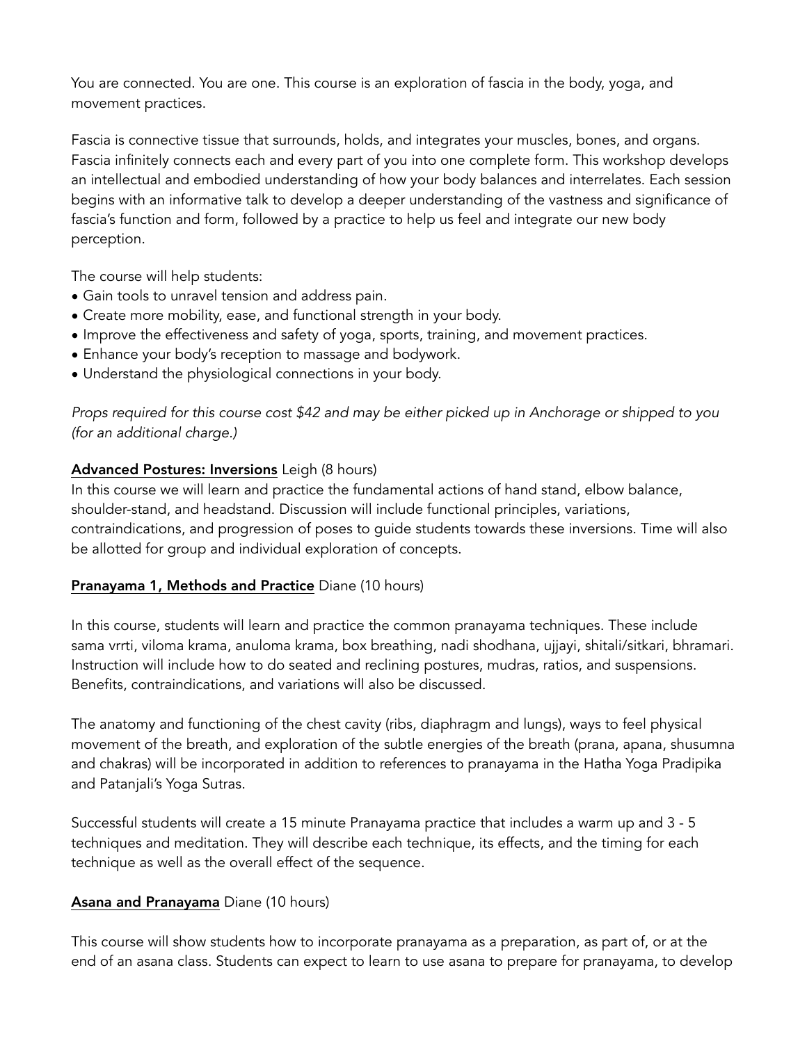You are connected. You are one. This course is an exploration of fascia in the body, yoga, and movement practices.

Fascia is connective tissue that surrounds, holds, and integrates your muscles, bones, and organs. Fascia infinitely connects each and every part of you into one complete form. This workshop develops an intellectual and embodied understanding of how your body balances and interrelates. Each session begins with an informative talk to develop a deeper understanding of the vastness and significance of fascia's function and form, followed by a practice to help us feel and integrate our new body perception.

The course will help students:

- Gain tools to unravel tension and address pain.
- Create more mobility, ease, and functional strength in your body.
- Improve the effectiveness and safety of yoga, sports, training, and movement practices.
- Enhance your body's reception to massage and bodywork.
- Understand the physiological connections in your body.

*Props required for this course cost $42 and may be either picked up in Anchorage or shipped to you (for an additional charge.)*

**Advanced Postures: Inversions** Leigh (8 hours)

In this course we will learn and practice the fundamental actions of hand stand, elbow balance, shoulder-stand, and headstand. Discussion will include functional principles, variations, contraindications, and progression of poses to guide students towards these inversions. Time will also be allotted for group and individual exploration of concepts.

**Pranayama 1, Methods and Practice** Diane (10 hours)

In this course, students will learn and practice the common pranayama techniques. These include sama vrrti, viloma krama, anuloma krama, box breathing, nadi shodhana, ujjayi, shitali/sitkari, bhramari. Instruction will include how to do seated and reclining postures, mudras, ratios, and suspensions. Benefits, contraindications, and variations will also be discussed.

The anatomy and functioning of the chest cavity (ribs, diaphragm and lungs), ways to feel physical movement of the breath, and exploration of the subtle energies of the breath (prana, apana, shusumna and chakras) will be incorporated in addition to references to pranayama in the Hatha Yoga Pradipika and Patanjali's Yoga Sutras.

Successful students will create a 15 minute Pranayama practice that includes a warm up and 3 - 5 techniques and meditation. They will describe each technique, its effects, and the timing for each technique as well as the overall effect of the sequence.

**Asana and Pranayama** Diane (10 hours)

This course will show students how to incorporate pranayama as a preparation, as part of, or at the end of an asana class. Students can expect to learn to use asana to prepare for pranayama, to develop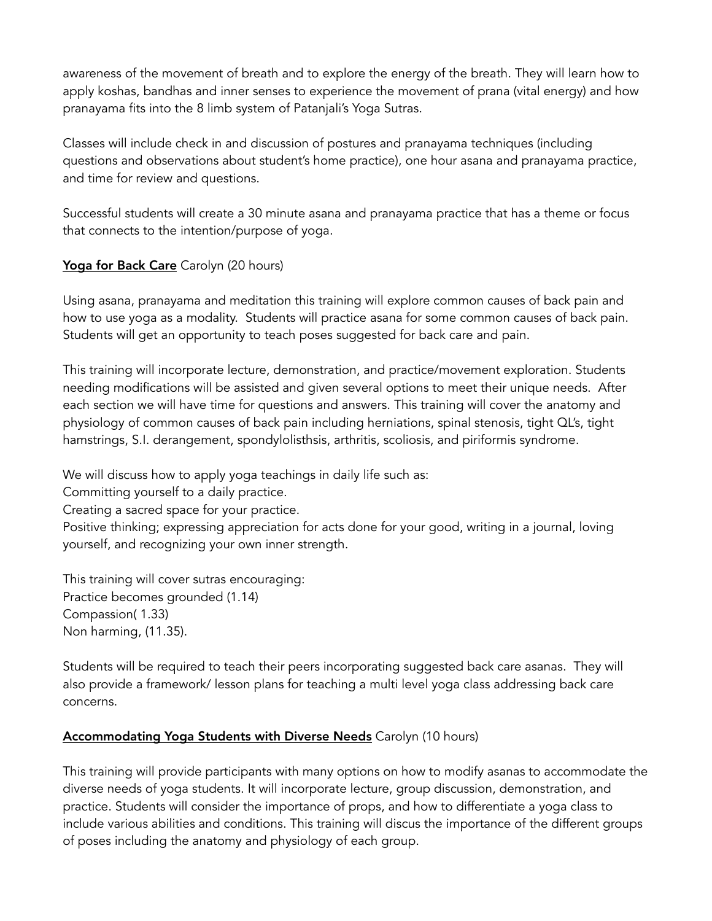awareness of the movement of breath and to explore the energy of the breath. They will learn how to apply koshas, bandhas and inner senses to experience the movement of prana (vital energy) and how pranayama fits into the 8 limb system of Patanjali's Yoga Sutras.

Classes will include check in and discussion of postures and pranayama techniques (including questions and observations about student's home practice), one hour asana and pranayama practice, and time for review and questions.

Successful students will create a 30 minute asana and pranayama practice that has a theme or focus that connects to the intention/purpose of yoga.

**Yoga for Back Care** Carolyn (20 hours)

Using asana, pranayama and meditation this training will explore common causes of back pain and how to use yoga as a modality. Students will practice asana for some common causes of back pain. Students will get an opportunity to teach poses suggested for back care and pain.

This training will incorporate lecture, demonstration, and practice/movement exploration. Students needing modifications will be assisted and given several options to meet their unique needs. After each section we will have time for questions and answers. This training will cover the anatomy and physiology of common causes of back pain including herniations, spinal stenosis, tight QL's, tight hamstrings, S.I. derangement, spondylolisthsis, arthritis, scoliosis, and piriformis syndrome.

We will discuss how to apply yoga teachings in daily life such as:
Committing yourself to a daily practice.
Creating a sacred space for your practice.
Positive thinking; expressing appreciation for acts done for your good, writing in a journal, loving yourself, and recognizing your own inner strength.

This training will cover sutras encouraging:
Practice becomes grounded (1.14)
Compassion( 1.33)
Non harming, (11.35).

Students will be required to teach their peers incorporating suggested back care asanas. They will also provide a framework/ lesson plans for teaching a multi level yoga class addressing back care concerns.

**Accommodating Yoga Students with Diverse Needs** Carolyn (10 hours)

This training will provide participants with many options on how to modify asanas to accommodate the diverse needs of yoga students. It will incorporate lecture, group discussion, demonstration, and practice. Students will consider the importance of props, and how to differentiate a yoga class to include various abilities and conditions. This training will discus the importance of the different groups of poses including the anatomy and physiology of each group.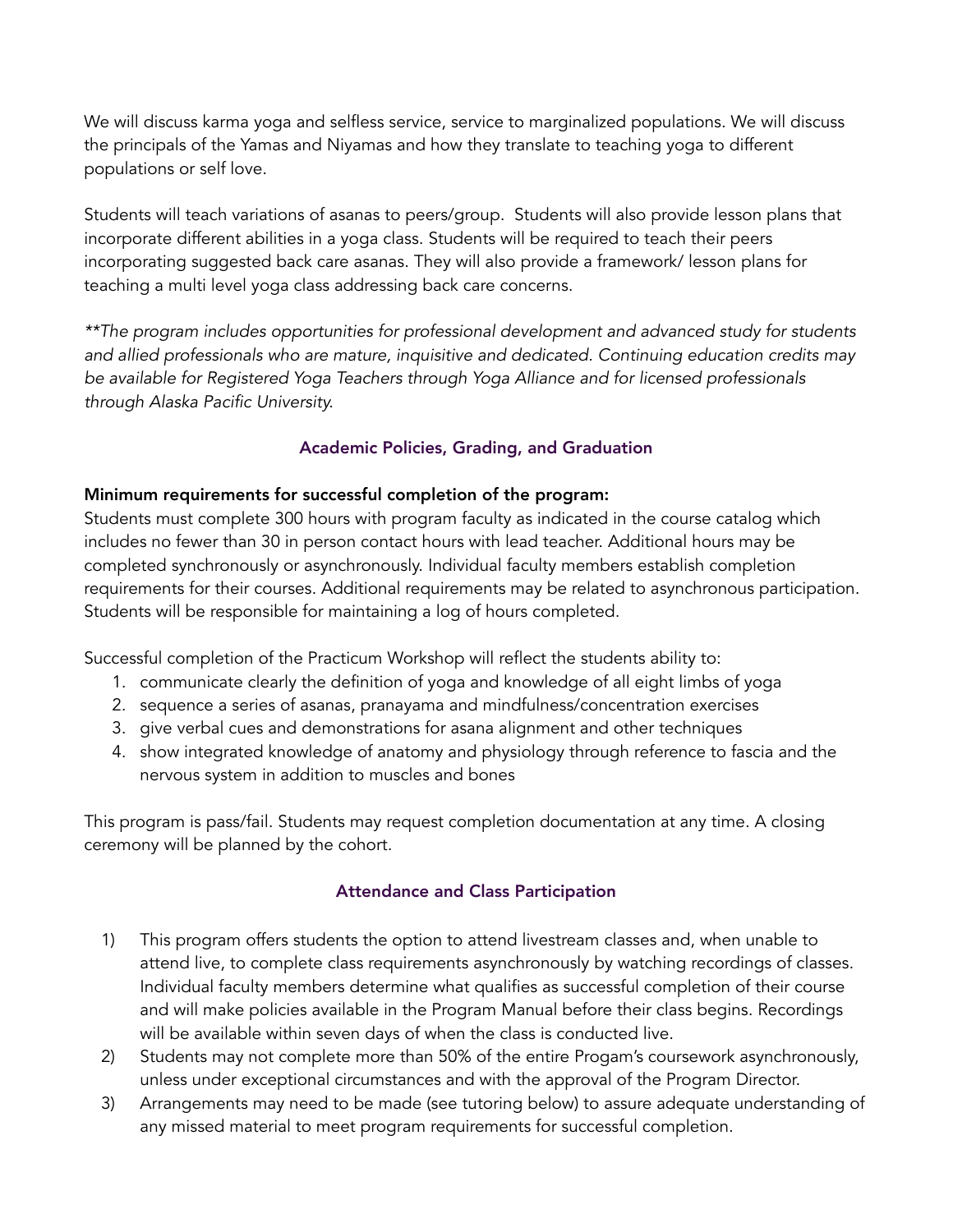We will discuss karma yoga and selfless service, service to marginalized populations. We will discuss the principals of the Yamas and Niyamas and how they translate to teaching yoga to different populations or self love.

Students will teach variations of asanas to peers/group. Students will also provide lesson plans that incorporate different abilities in a yoga class. Students will be required to teach their peers incorporating suggested back care asanas. They will also provide a framework/ lesson plans for teaching a multi level yoga class addressing back care concerns.

*\*\*The program includes opportunities for professional development and advanced study for students and allied professionals who are mature, inquisitive and dedicated. Continuing education credits may be available for Registered Yoga Teachers through Yoga Alliance and for licensed professionals through Alaska Pacific University.*

## Academic Policies, Grading, and Graduation

**Minimum requirements for successful completion of the program:**

Students must complete 300 hours with program faculty as indicated in the course catalog which includes no fewer than 30 in person contact hours with lead teacher. Additional hours may be completed synchronously or asynchronously. Individual faculty members establish completion requirements for their courses. Additional requirements may be related to asynchronous participation. Students will be responsible for maintaining a log of hours completed.

Successful completion of the Practicum Workshop will reflect the students ability to:

1. communicate clearly the definition of yoga and knowledge of all eight limbs of yoga
2. sequence a series of asanas, pranayama and mindfulness/concentration exercises
3. give verbal cues and demonstrations for asana alignment and other techniques
4. show integrated knowledge of anatomy and physiology through reference to fascia and the nervous system in addition to muscles and bones

This program is pass/fail. Students may request completion documentation at any time. A closing ceremony will be planned by the cohort.

## Attendance and Class Participation

1) This program offers students the option to attend livestream classes and, when unable to attend live, to complete class requirements asynchronously by watching recordings of classes. Individual faculty members determine what qualifies as successful completion of their course and will make policies available in the Program Manual before their class begins. Recordings will be available within seven days of when the class is conducted live.
2) Students may not complete more than 50% of the entire Progam's coursework asynchronously, unless under exceptional circumstances and with the approval of the Program Director.
3) Arrangements may need to be made (see tutoring below) to assure adequate understanding of any missed material to meet program requirements for successful completion.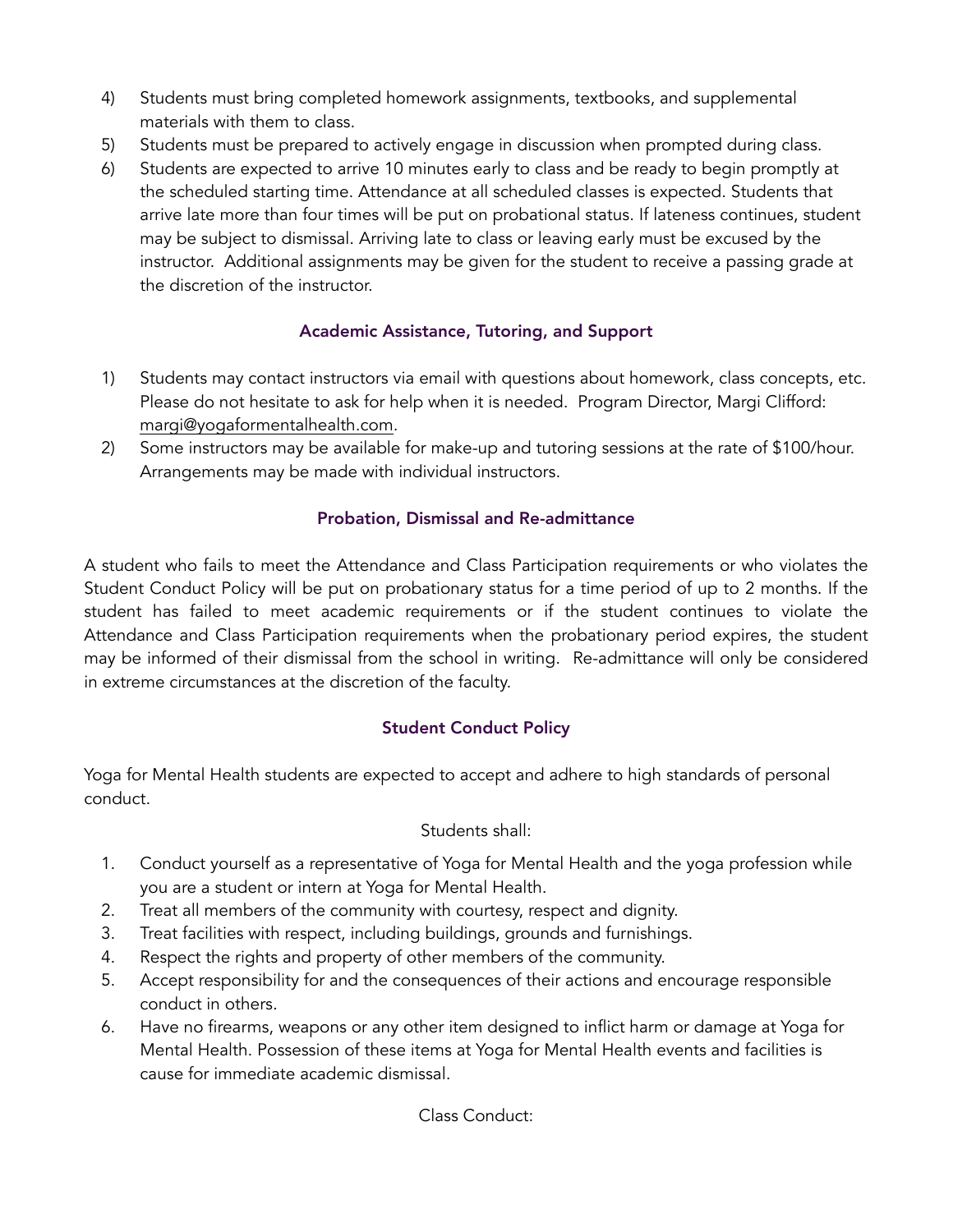4) Students must bring completed homework assignments, textbooks, and supplemental materials with them to class.
5) Students must be prepared to actively engage in discussion when prompted during class.
6) Students are expected to arrive 10 minutes early to class and be ready to begin promptly at the scheduled starting time. Attendance at all scheduled classes is expected. Students that arrive late more than four times will be put on probational status. If lateness continues, student may be subject to dismissal. Arriving late to class or leaving early must be excused by the instructor. Additional assignments may be given for the student to receive a passing grade at the discretion of the instructor.

### Academic Assistance, Tutoring, and Support

1) Students may contact instructors via email with questions about homework, class concepts, etc. Please do not hesitate to ask for help when it is needed. Program Director, Margi Clifford: margi@yogaformentalhealth.com.
2) Some instructors may be available for make-up and tutoring sessions at the rate of $100/hour. Arrangements may be made with individual instructors.

### Probation, Dismissal and Re-admittance

A student who fails to meet the Attendance and Class Participation requirements or who violates the Student Conduct Policy will be put on probationary status for a time period of up to 2 months. If the student has failed to meet academic requirements or if the student continues to violate the Attendance and Class Participation requirements when the probationary period expires, the student may be informed of their dismissal from the school in writing. Re-admittance will only be considered in extreme circumstances at the discretion of the faculty.

### Student Conduct Policy

Yoga for Mental Health students are expected to accept and adhere to high standards of personal conduct.

Students shall:

1. Conduct yourself as a representative of Yoga for Mental Health and the yoga profession while you are a student or intern at Yoga for Mental Health.
2. Treat all members of the community with courtesy, respect and dignity.
3. Treat facilities with respect, including buildings, grounds and furnishings.
4. Respect the rights and property of other members of the community.
5. Accept responsibility for and the consequences of their actions and encourage responsible conduct in others.
6. Have no firearms, weapons or any other item designed to inflict harm or damage at Yoga for Mental Health. Possession of these items at Yoga for Mental Health events and facilities is cause for immediate academic dismissal.

Class Conduct: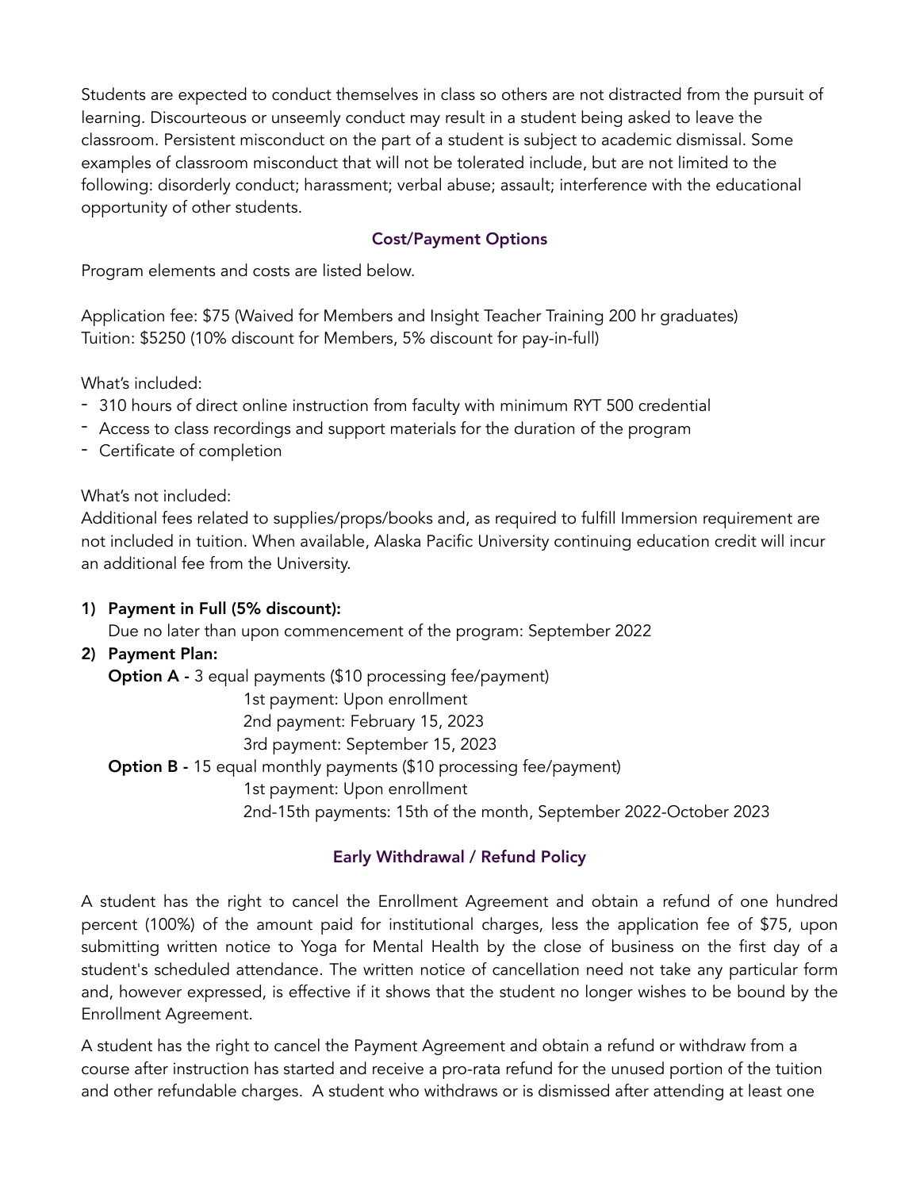Students are expected to conduct themselves in class so others are not distracted from the pursuit of learning. Discourteous or unseemly conduct may result in a student being asked to leave the classroom. Persistent misconduct on the part of a student is subject to academic dismissal. Some examples of classroom misconduct that will not be tolerated include, but are not limited to the following: disorderly conduct; harassment; verbal abuse; assault; interference with the educational opportunity of other students.

### Cost/Payment Options

Program elements and costs are listed below.

Application fee: $75 (Waived for Members and Insight Teacher Training 200 hr graduates)
Tuition: $5250 (10% discount for Members, 5% discount for pay-in-full)

What's included:

- 310 hours of direct online instruction from faculty with minimum RYT 500 credential
- Access to class recordings and support materials for the duration of the program
- Certificate of completion

What's not included:
Additional fees related to supplies/props/books and, as required to fulfill Immersion requirement are not included in tuition. When available, Alaska Pacific University continuing education credit will incur an additional fee from the University.

1) **Payment in Full (5% discount):**
   Due no later than upon commencement of the program: September 2022
2) **Payment Plan:**
   **Option A -** 3 equal payments ($10 processing fee/payment)
   1st payment: Upon enrollment
   2nd payment: February 15, 2023
   3rd payment: September 15, 2023
   **Option B -** 15 equal monthly payments ($10 processing fee/payment)
   1st payment: Upon enrollment
   2nd-15th payments: 15th of the month, September 2022-October 2023

### Early Withdrawal / Refund Policy

A student has the right to cancel the Enrollment Agreement and obtain a refund of one hundred percent (100%) of the amount paid for institutional charges, less the application fee of $75, upon submitting written notice to Yoga for Mental Health by the close of business on the first day of a student's scheduled attendance. The written notice of cancellation need not take any particular form and, however expressed, is effective if it shows that the student no longer wishes to be bound by the Enrollment Agreement.

A student has the right to cancel the Payment Agreement and obtain a refund or withdraw from a course after instruction has started and receive a pro-rata refund for the unused portion of the tuition and other refundable charges. A student who withdraws or is dismissed after attending at least one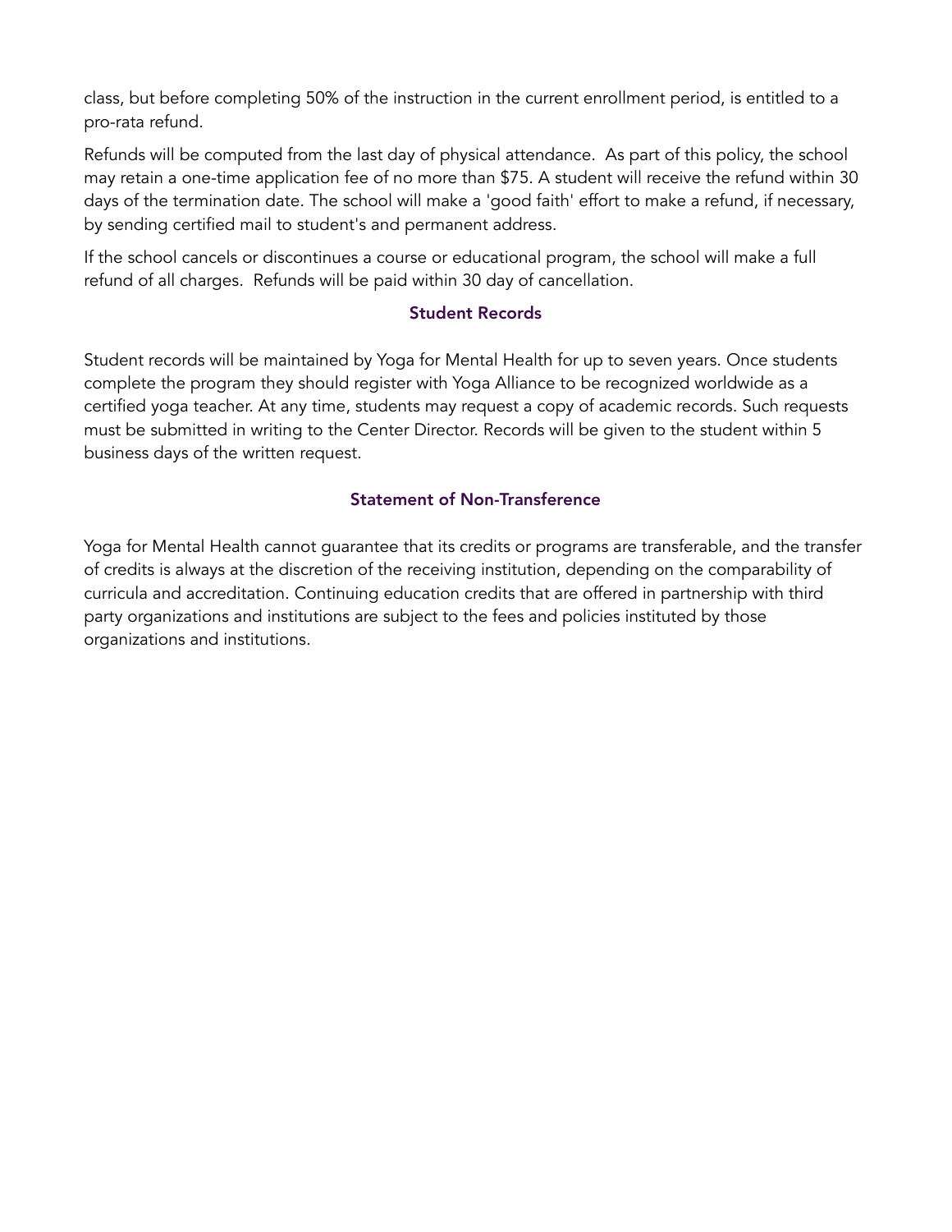class, but before completing 50% of the instruction in the current enrollment period, is entitled to a pro-rata refund.

Refunds will be computed from the last day of physical attendance. As part of this policy, the school may retain a one-time application fee of no more than $75. A student will receive the refund within 30 days of the termination date. The school will make a 'good faith' effort to make a refund, if necessary, by sending certified mail to student's and permanent address.

If the school cancels or discontinues a course or educational program, the school will make a full refund of all charges. Refunds will be paid within 30 day of cancellation.

### Student Records

Student records will be maintained by Yoga for Mental Health for up to seven years. Once students complete the program they should register with Yoga Alliance to be recognized worldwide as a certified yoga teacher. At any time, students may request a copy of academic records. Such requests must be submitted in writing to the Center Director. Records will be given to the student within 5 business days of the written request.

### Statement of Non-Transference

Yoga for Mental Health cannot guarantee that its credits or programs are transferable, and the transfer of credits is always at the discretion of the receiving institution, depending on the comparability of curricula and accreditation. Continuing education credits that are offered in partnership with third party organizations and institutions are subject to the fees and policies instituted by those organizations and institutions.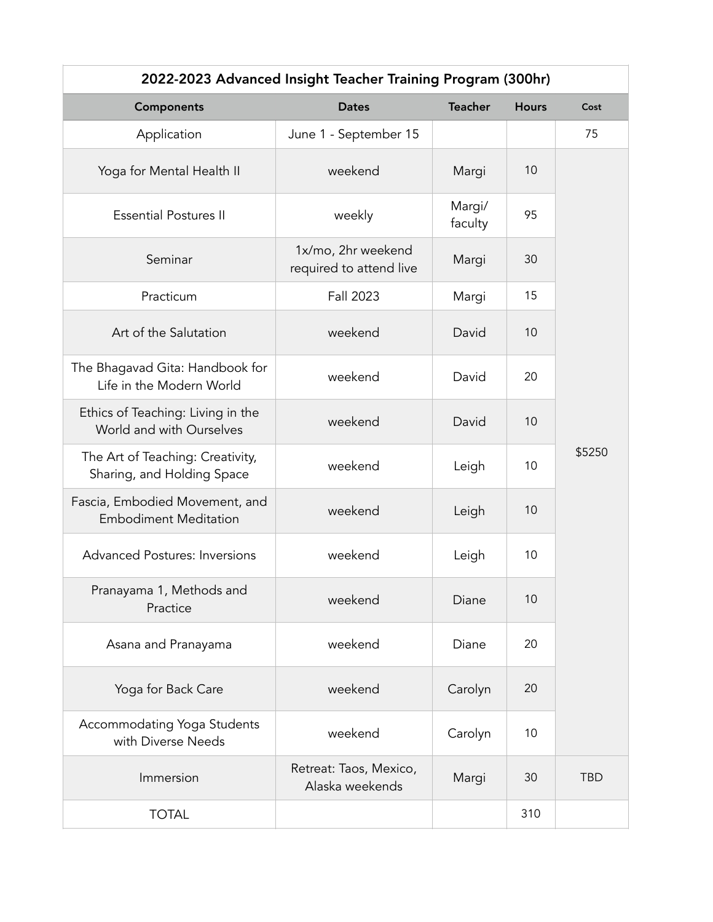| 2022-2023 Advanced Insight Teacher Training Program (300hr) | | | | |
|---|---|---|---|---|
| **Components** | **Dates** | **Teacher** | **Hours** | **Cost** |
| Application | June 1 - September 15 | | | 75 |
| Yoga for Mental Health II | weekend | Margi | 10 | $5250 |
| Essential Postures II | weekly | Margi/ faculty | 95 | |
| Seminar | 1x/mo, 2hr weekend required to attend live | Margi | 30 | |
| Practicum | Fall 2023 | Margi | 15 | |
| Art of the Salutation | weekend | David | 10 | |
| The Bhagavad Gita: Handbook for Life in the Modern World | weekend | David | 20 | |
| Ethics of Teaching: Living in the World and with Ourselves | weekend | David | 10 | |
| The Art of Teaching: Creativity, Sharing, and Holding Space | weekend | Leigh | 10 | |
| Fascia, Embodied Movement, and Embodiment Meditation | weekend | Leigh | 10 | |
| Advanced Postures: Inversions | weekend | Leigh | 10 | |
| Pranayama 1, Methods and Practice | weekend | Diane | 10 | |
| Asana and Pranayama | weekend | Diane | 20 | |
| Yoga for Back Care | weekend | Carolyn | 20 | |
| Accommodating Yoga Students with Diverse Needs | weekend | Carolyn | 10 | |
| Immersion | Retreat: Taos, Mexico, Alaska weekends | Margi | 30 | TBD |
| TOTAL | | | 310 | |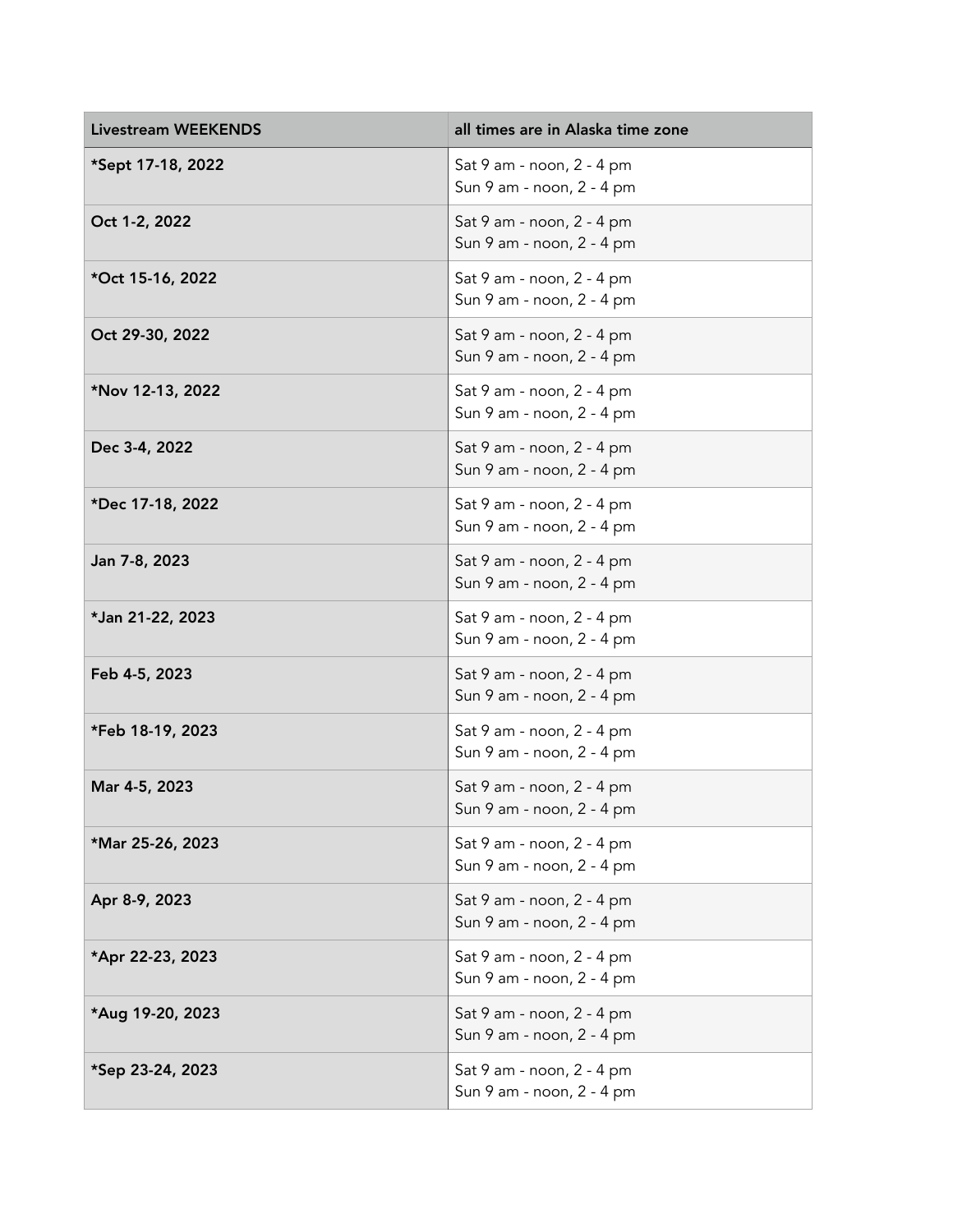| **Livestream WEEKENDS** | **all times are in Alaska time zone** |
| --- | --- |
| ***Sept 17-18, 2022** | Sat 9 am - noon, 2 - 4 pm<br>Sun 9 am - noon, 2 - 4 pm |
| **Oct 1-2, 2022** | Sat 9 am - noon, 2 - 4 pm<br>Sun 9 am - noon, 2 - 4 pm |
| ***Oct 15-16, 2022** | Sat 9 am - noon, 2 - 4 pm<br>Sun 9 am - noon, 2 - 4 pm |
| **Oct 29-30, 2022** | Sat 9 am - noon, 2 - 4 pm<br>Sun 9 am - noon, 2 - 4 pm |
| ***Nov 12-13, 2022** | Sat 9 am - noon, 2 - 4 pm<br>Sun 9 am - noon, 2 - 4 pm |
| **Dec 3-4, 2022** | Sat 9 am - noon, 2 - 4 pm<br>Sun 9 am - noon, 2 - 4 pm |
| ***Dec 17-18, 2022** | Sat 9 am - noon, 2 - 4 pm<br>Sun 9 am - noon, 2 - 4 pm |
| **Jan 7-8, 2023** | Sat 9 am - noon, 2 - 4 pm<br>Sun 9 am - noon, 2 - 4 pm |
| ***Jan 21-22, 2023** | Sat 9 am - noon, 2 - 4 pm<br>Sun 9 am - noon, 2 - 4 pm |
| **Feb 4-5, 2023** | Sat 9 am - noon, 2 - 4 pm<br>Sun 9 am - noon, 2 - 4 pm |
| ***Feb 18-19, 2023** | Sat 9 am - noon, 2 - 4 pm<br>Sun 9 am - noon, 2 - 4 pm |
| **Mar 4-5, 2023** | Sat 9 am - noon, 2 - 4 pm<br>Sun 9 am - noon, 2 - 4 pm |
| ***Mar 25-26, 2023** | Sat 9 am - noon, 2 - 4 pm<br>Sun 9 am - noon, 2 - 4 pm |
| **Apr 8-9, 2023** | Sat 9 am - noon, 2 - 4 pm<br>Sun 9 am - noon, 2 - 4 pm |
| ***Apr 22-23, 2023** | Sat 9 am - noon, 2 - 4 pm<br>Sun 9 am - noon, 2 - 4 pm |
| ***Aug 19-20, 2023** | Sat 9 am - noon, 2 - 4 pm<br>Sun 9 am - noon, 2 - 4 pm |
| ***Sep 23-24, 2023** | Sat 9 am - noon, 2 - 4 pm<br>Sun 9 am - noon, 2 - 4 pm |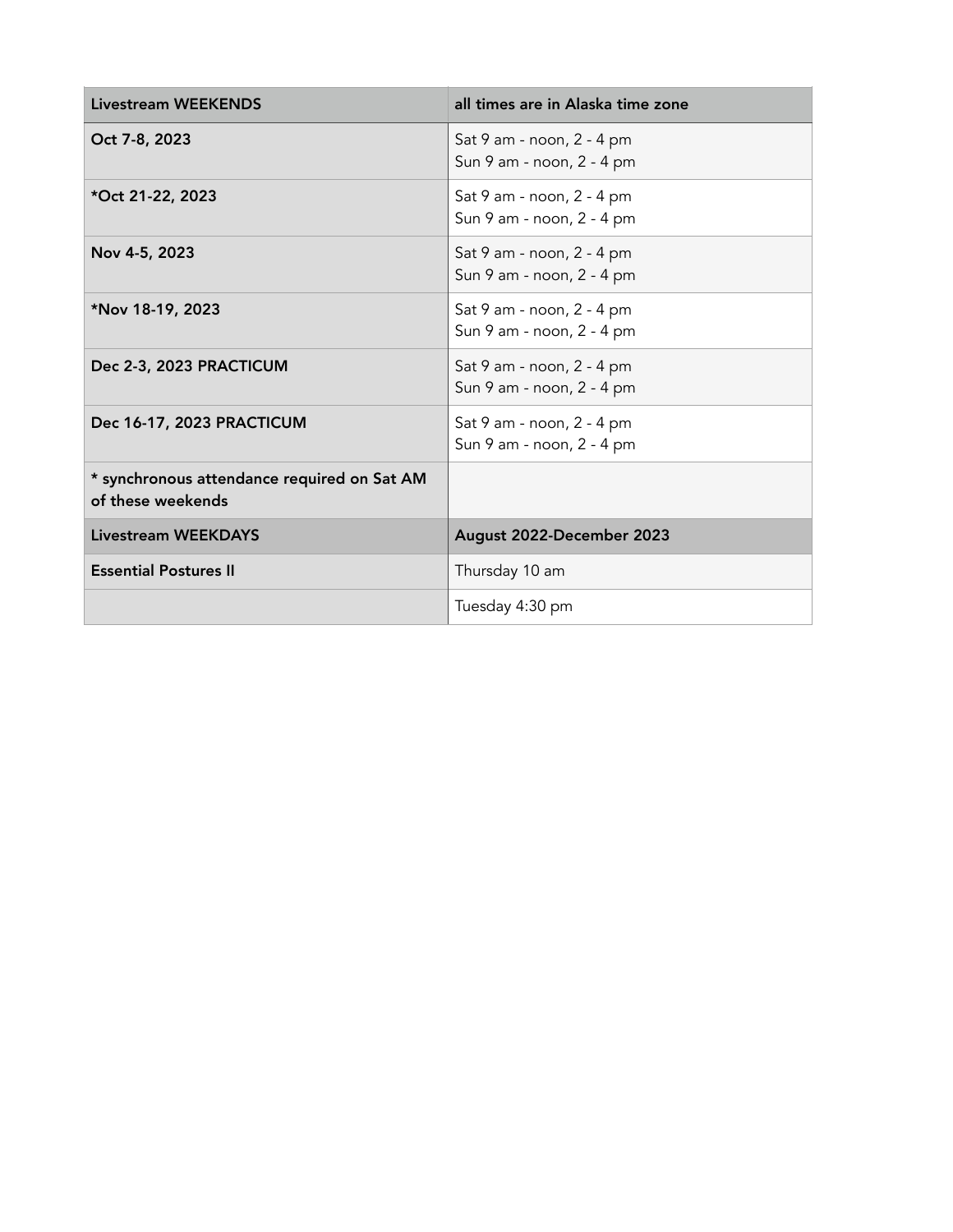| Livestream WEEKENDS | all times are in Alaska time zone |
|---|---|
| Oct 7-8, 2023 | Sat 9 am - noon, 2 - 4 pm<br>Sun 9 am - noon, 2 - 4 pm |
| *Oct 21-22, 2023 | Sat 9 am - noon, 2 - 4 pm<br>Sun 9 am - noon, 2 - 4 pm |
| Nov 4-5, 2023 | Sat 9 am - noon, 2 - 4 pm<br>Sun 9 am - noon, 2 - 4 pm |
| *Nov 18-19, 2023 | Sat 9 am - noon, 2 - 4 pm<br>Sun 9 am - noon, 2 - 4 pm |
| Dec 2-3, 2023 PRACTICUM | Sat 9 am - noon, 2 - 4 pm<br>Sun 9 am - noon, 2 - 4 pm |
| Dec 16-17, 2023 PRACTICUM | Sat 9 am - noon, 2 - 4 pm<br>Sun 9 am - noon, 2 - 4 pm |
| * synchronous attendance required on Sat AM of these weekends | |
| **Livestream WEEKDAYS** | **August 2022-December 2023** |
| **Essential Postures II** | Thursday 10 am |
| | Tuesday 4:30 pm |